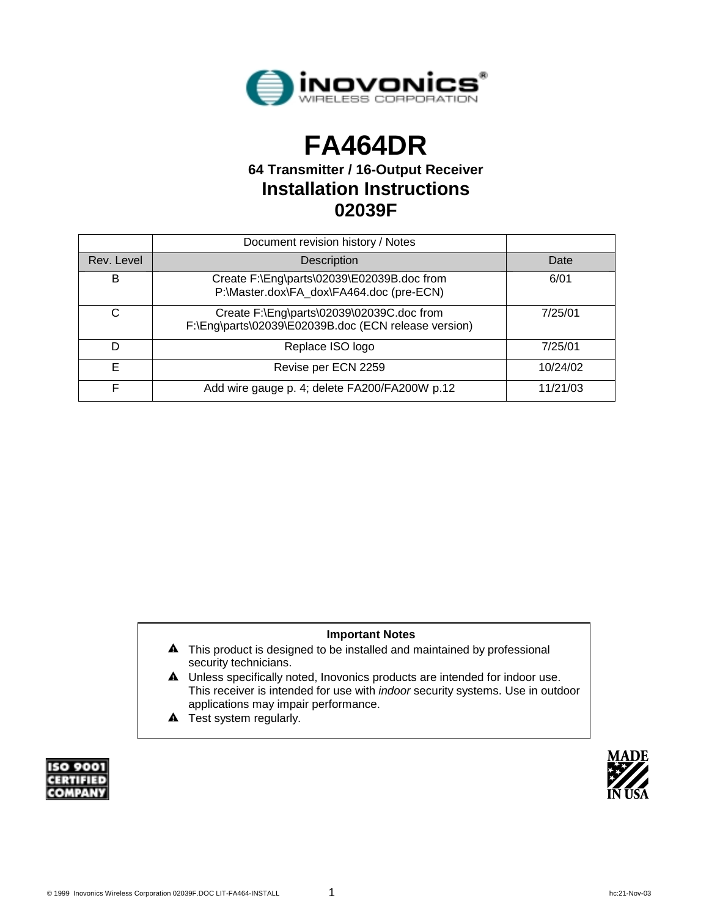# FA464DR

**64 Transmitter / 16-Output Receiver**

## Installation Instructions

## 02039F

| | Document revision history / Notes | |
|---|---|---|
| Rev. Level | Description | Date |
| B | Create F:\Eng\parts\02039\E02039B.doc from P:\Master.dox\FA_dox\FA464.doc (pre-ECN) | 6/01 |
| C | Create F:\Eng\parts\02039\02039C.doc from F:\Eng\parts\02039\E02039B.doc (ECN release version) | 7/25/01 |
| D | Replace ISO logo | 7/25/01 |
| E | Revise per ECN 2259 | 10/24/02 |
| F | Add wire gauge p. 4; delete FA200/FA200W p.12 | 11/21/03 |

**Important Notes**

- ⚠ This product is designed to be installed and maintained by professional security technicians.
- ⚠ Unless specifically noted, Inovonics products are intended for indoor use. This receiver is intended for use with *indoor* security systems. Use in outdoor applications may impair performance.
- ⚠ Test system regularly.

ISO 9001 CERTIFIED COMPANY

MADE IN USA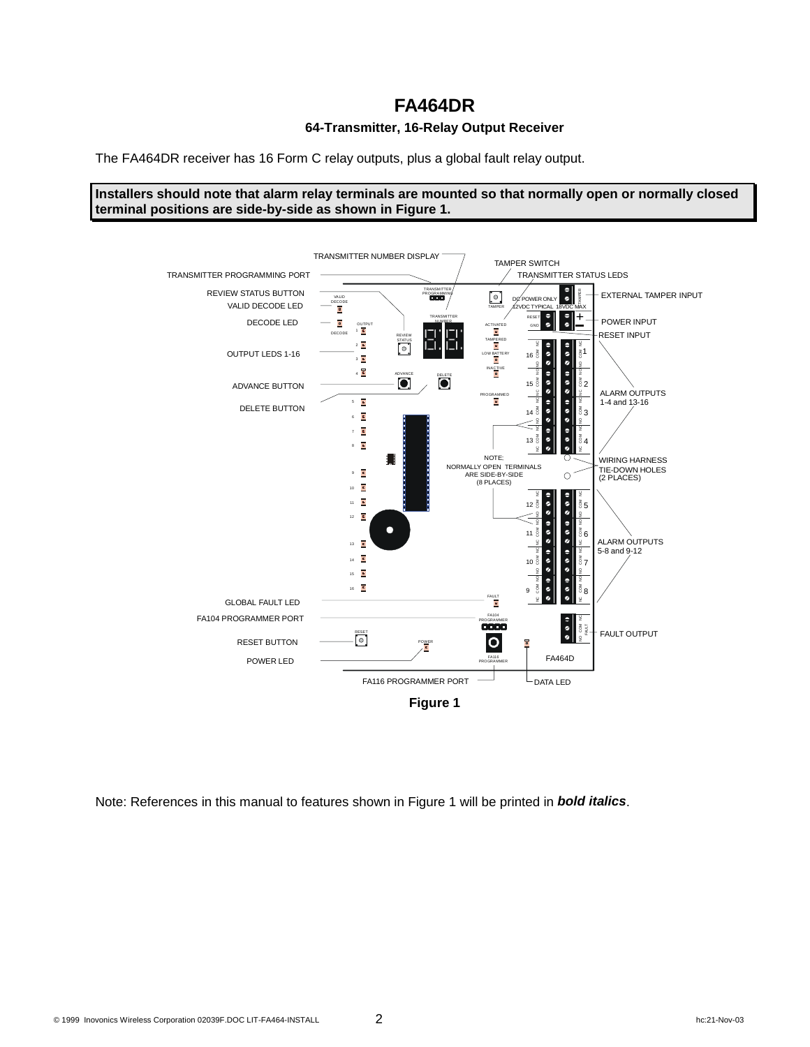# FA464DR

### 64-Transmitter, 16-Relay Output Receiver

The FA464DR receiver has 16 Form C relay outputs, plus a global fault relay output.

**Installers should note that alarm relay terminals are mounted so that normally open or normally closed terminal positions are side-by-side as shown in Figure 1.**

TRANSMITTER NUMBER DISPLAY
TAMPER SWITCH
TRANSMITTER PROGRAMMING PORT
TRANSMITTER STATUS LEDS
REVIEW STATUS BUTTON
EXTERNAL TAMPER INPUT
VALID DECODE LED
DECODE LED
POWER INPUT
RESET INPUT
OUTPUT LEDS 1-16
ADVANCE BUTTON
ALARM OUTPUTS 1-4 and 13-16
DELETE BUTTON
NOTE: NORMALLY OPEN TERMINALS ARE SIDE-BY-SIDE (8 PLACES)
WIRING HARNESS TIE-DOWN HOLES (2 PLACES)
ALARM OUTPUTS 5-8 and 9-12
GLOBAL FAULT LED
FA104 PROGRAMMER PORT
FAULT OUTPUT
RESET BUTTON
POWER LED
FA116 PROGRAMMER PORT
DATA LED

**Figure 1**

Note: References in this manual to features shown in Figure 1 will be printed in ***bold italics***.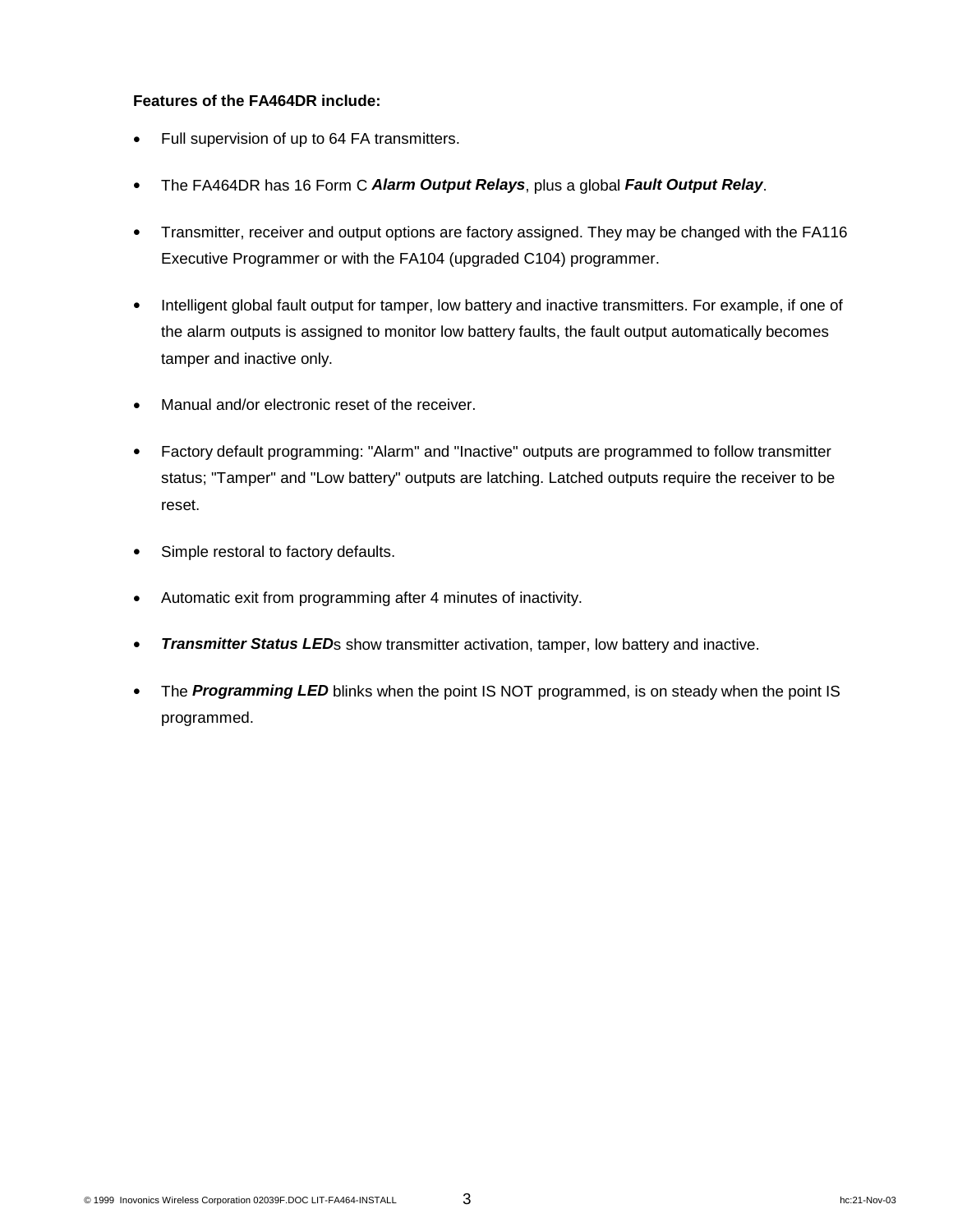**Features of the FA464DR include:**

- Full supervision of up to 64 FA transmitters.
- The FA464DR has 16 Form C ***Alarm Output Relays***, plus a global ***Fault Output Relay***.
- Transmitter, receiver and output options are factory assigned. They may be changed with the FA116 Executive Programmer or with the FA104 (upgraded C104) programmer.
- Intelligent global fault output for tamper, low battery and inactive transmitters. For example, if one of the alarm outputs is assigned to monitor low battery faults, the fault output automatically becomes tamper and inactive only.
- Manual and/or electronic reset of the receiver.
- Factory default programming: "Alarm" and "Inactive" outputs are programmed to follow transmitter status; "Tamper" and "Low battery" outputs are latching. Latched outputs require the receiver to be reset.
- Simple restoral to factory defaults.
- Automatic exit from programming after 4 minutes of inactivity.
- ***Transmitter Status LED***s show transmitter activation, tamper, low battery and inactive.
- The ***Programming LED*** blinks when the point IS NOT programmed, is on steady when the point IS programmed.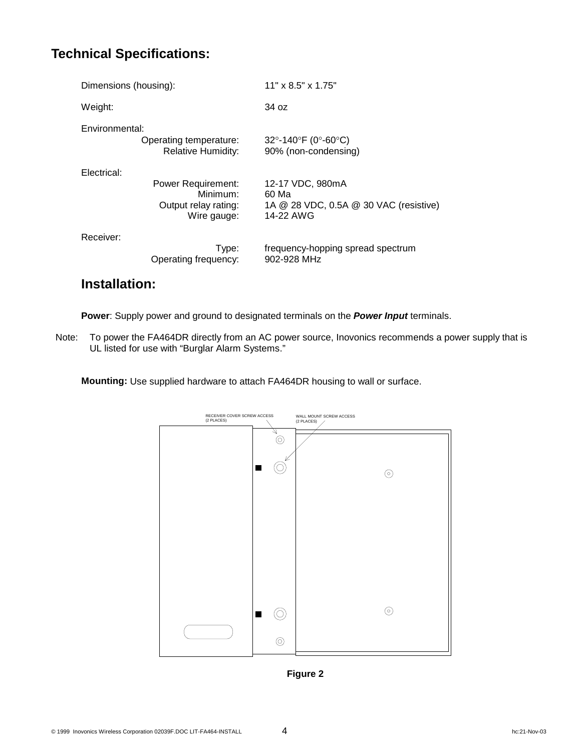## Technical Specifications:

| | |
|---|---|
| Dimensions (housing): | 11" x 8.5" x 1.75" |
| Weight: | 34 oz |
| Environmental: | |
| Operating temperature: | 32°-140°F (0°-60°C) |
| Relative Humidity: | 90% (non-condensing) |
| Electrical: | |
| Power Requirement: | 12-17 VDC, 980mA |
| Minimum: | 60 Ma |
| Output relay rating: | 1A @ 28 VDC, 0.5A @ 30 VAC (resistive) |
| Wire gauge: | 14-22 AWG |
| Receiver: | |
| Type: | frequency-hopping spread spectrum |
| Operating frequency: | 902-928 MHz |

## Installation:

**Power**: Supply power and ground to designated terminals on the ***Power Input*** terminals.

Note: To power the FA464DR directly from an AC power source, Inovonics recommends a power supply that is UL listed for use with "Burglar Alarm Systems."

**Mounting:** Use supplied hardware to attach FA464DR housing to wall or surface.

RECEIVER COVER SCREW ACCESS (2 PLACES)

WALL MOUNT SCREW ACCESS (2 PLACES)

**Figure 2**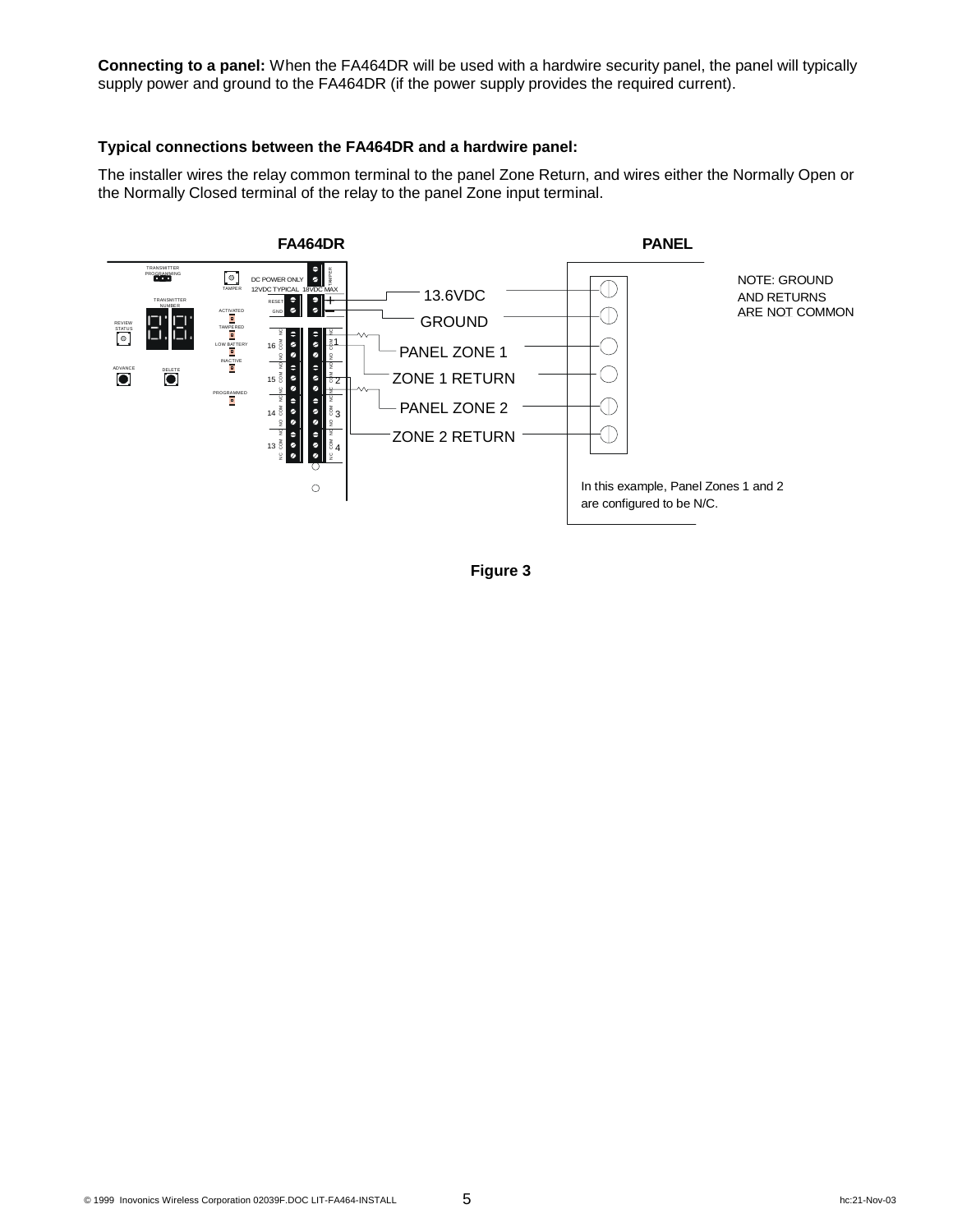**Connecting to a panel:** When the FA464DR will be used with a hardwire security panel, the panel will typically supply power and ground to the FA464DR (if the power supply provides the required current).

**Typical connections between the FA464DR and a hardwire panel:**

The installer wires the relay common terminal to the panel Zone Return, and wires either the Normally Open or the Normally Closed terminal of the relay to the panel Zone input terminal.

**Figure 3**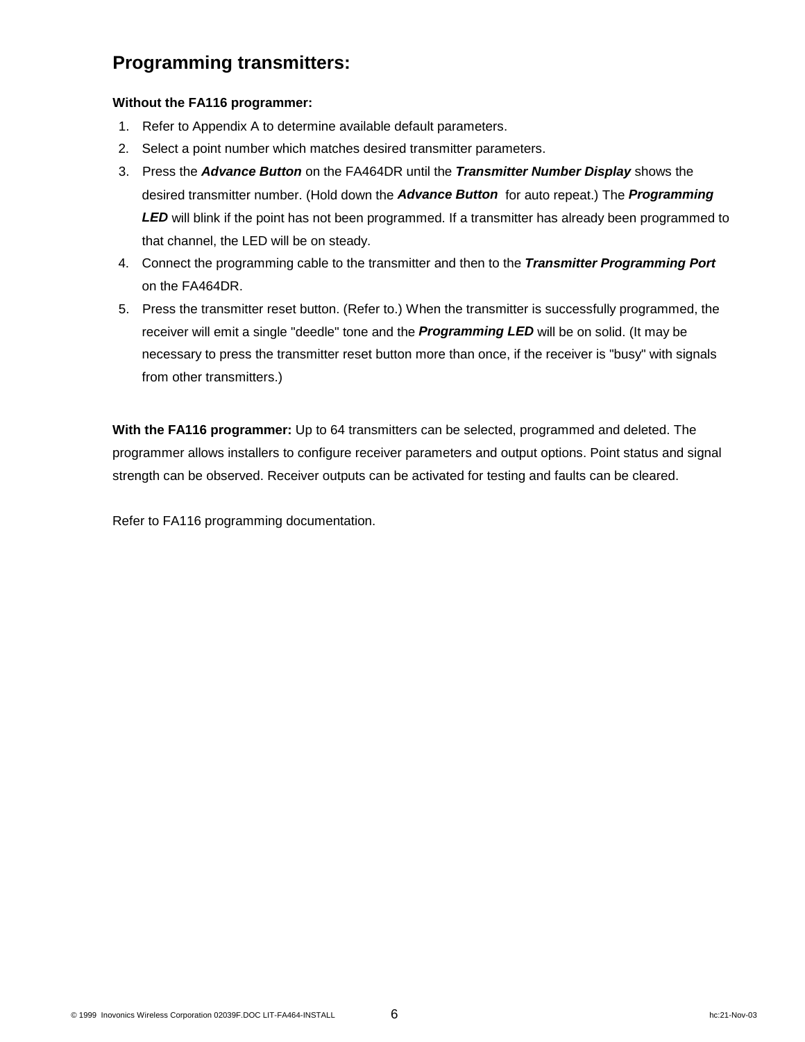## Programming transmitters:

**Without the FA116 programmer:**

1. Refer to Appendix A to determine available default parameters.
2. Select a point number which matches desired transmitter parameters.
3. Press the ***Advance Button*** on the FA464DR until the ***Transmitter Number Display*** shows the desired transmitter number. (Hold down the ***Advance Button*** for auto repeat.) The ***Programming LED*** will blink if the point has not been programmed. If a transmitter has already been programmed to that channel, the LED will be on steady.
4. Connect the programming cable to the transmitter and then to the ***Transmitter Programming Port*** on the FA464DR.
5. Press the transmitter reset button. (Refer to.) When the transmitter is successfully programmed, the receiver will emit a single "deedle" tone and the ***Programming LED*** will be on solid. (It may be necessary to press the transmitter reset button more than once, if the receiver is "busy" with signals from other transmitters.)

**With the FA116 programmer:** Up to 64 transmitters can be selected, programmed and deleted. The programmer allows installers to configure receiver parameters and output options. Point status and signal strength can be observed. Receiver outputs can be activated for testing and faults can be cleared.

Refer to FA116 programming documentation.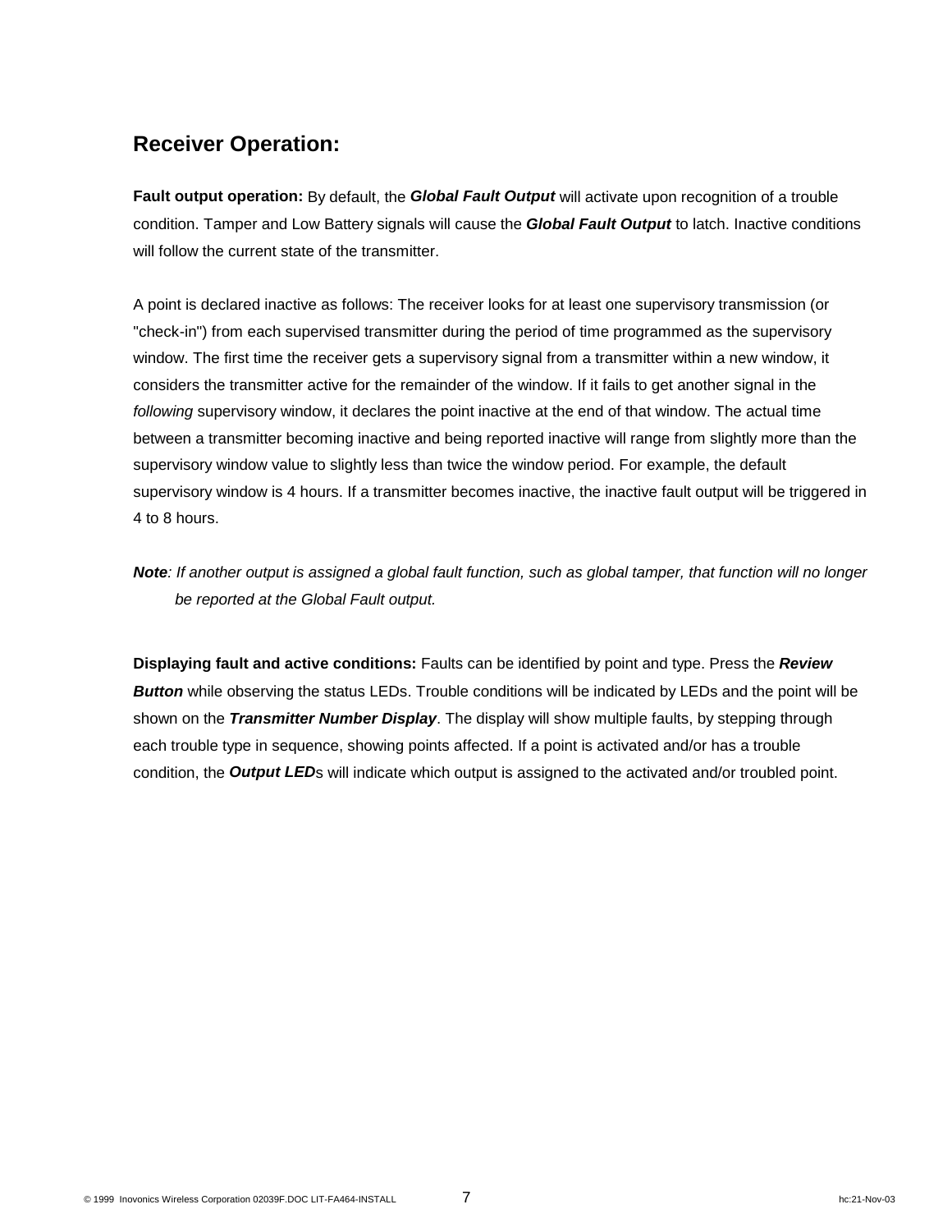## Receiver Operation:

**Fault output operation:** By default, the ***Global Fault Output*** will activate upon recognition of a trouble condition. Tamper and Low Battery signals will cause the ***Global Fault Output*** to latch. Inactive conditions will follow the current state of the transmitter.

A point is declared inactive as follows: The receiver looks for at least one supervisory transmission (or "check-in") from each supervised transmitter during the period of time programmed as the supervisory window. The first time the receiver gets a supervisory signal from a transmitter within a new window, it considers the transmitter active for the remainder of the window. If it fails to get another signal in the *following* supervisory window, it declares the point inactive at the end of that window. The actual time between a transmitter becoming inactive and being reported inactive will range from slightly more than the supervisory window value to slightly less than twice the window period. For example, the default supervisory window is 4 hours. If a transmitter becomes inactive, the inactive fault output will be triggered in 4 to 8 hours.

***Note**: If another output is assigned a global fault function, such as global tamper, that function will no longer be reported at the Global Fault output.*

**Displaying fault and active conditions:** Faults can be identified by point and type. Press the ***Review Button*** while observing the status LEDs. Trouble conditions will be indicated by LEDs and the point will be shown on the ***Transmitter Number Display***. The display will show multiple faults, by stepping through each trouble type in sequence, showing points affected. If a point is activated and/or has a trouble condition, the ***Output LED***s will indicate which output is assigned to the activated and/or troubled point.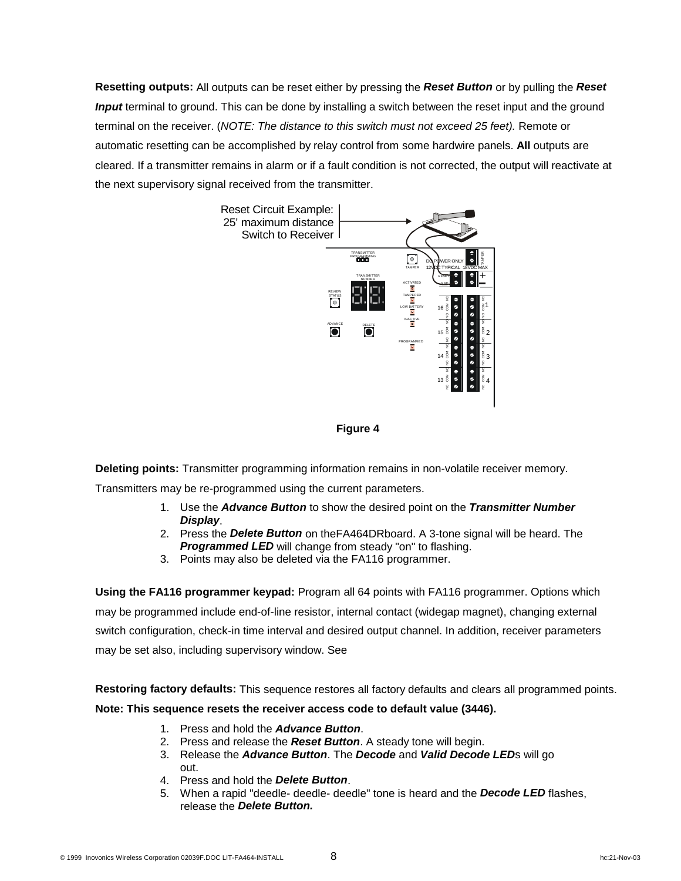**Resetting outputs:** All outputs can be reset either by pressing the ***Reset Button*** or by pulling the ***Reset Input*** terminal to ground. This can be done by installing a switch between the reset input and the ground terminal on the receiver. (*NOTE: The distance to this switch must not exceed 25 feet).* Remote or automatic resetting can be accomplished by relay control from some hardwire panels. **All** outputs are cleared. If a transmitter remains in alarm or if a fault condition is not corrected, the output will reactivate at the next supervisory signal received from the transmitter.

Reset Circuit Example: 25' maximum distance Switch to Receiver

**Figure 4**

**Deleting points:** Transmitter programming information remains in non-volatile receiver memory. Transmitters may be re-programmed using the current parameters.

1. Use the ***Advance Button*** to show the desired point on the ***Transmitter Number Display***.
2. Press the ***Delete Button*** on theFA464DRboard. A 3-tone signal will be heard. The ***Programmed LED*** will change from steady "on" to flashing.
3. Points may also be deleted via the FA116 programmer.

**Using the FA116 programmer keypad:** Program all 64 points with FA116 programmer. Options which may be programmed include end-of-line resistor, internal contact (widegap magnet), changing external switch configuration, check-in time interval and desired output channel. In addition, receiver parameters may be set also, including supervisory window. See

**Restoring factory defaults:** This sequence restores all factory defaults and clears all programmed points.

**Note: This sequence resets the receiver access code to default value (3446).**

1. Press and hold the ***Advance Button***.
2. Press and release the ***Reset Button***. A steady tone will begin.
3. Release the ***Advance Button***. The ***Decode*** and ***Valid Decode LED***s will go out.
4. Press and hold the ***Delete Button***.
5. When a rapid "deedle- deedle- deedle" tone is heard and the ***Decode LED*** flashes, release the ***Delete Button.***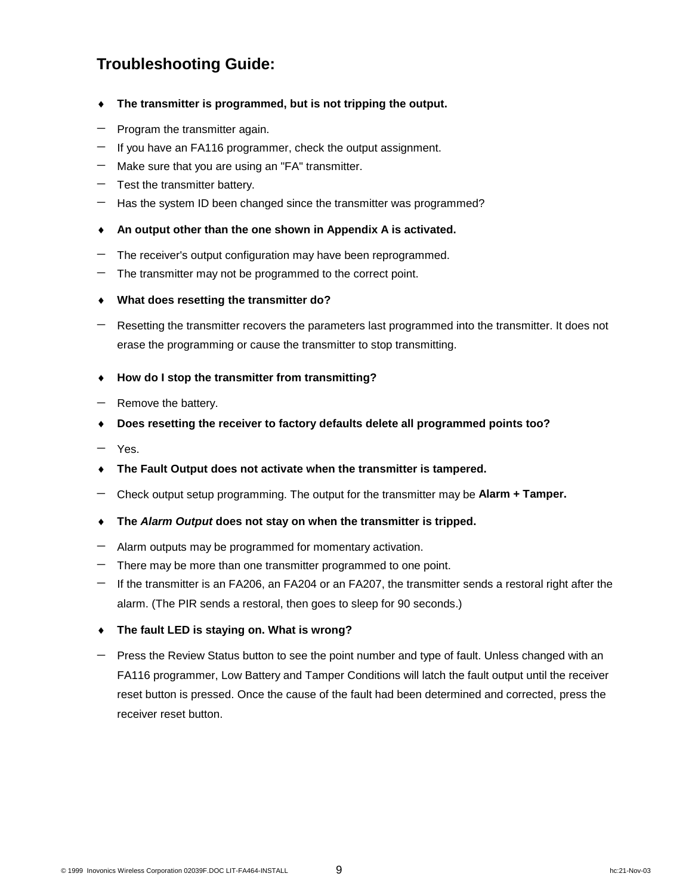## Troubleshooting Guide:

- **The transmitter is programmed, but is not tripping the output.**
  - Program the transmitter again.
  - If you have an FA116 programmer, check the output assignment.
  - Make sure that you are using an "FA" transmitter.
  - Test the transmitter battery.
  - Has the system ID been changed since the transmitter was programmed?

- **An output other than the one shown in Appendix A is activated.**
  - The receiver's output configuration may have been reprogrammed.
  - The transmitter may not be programmed to the correct point.

- **What does resetting the transmitter do?**
  - Resetting the transmitter recovers the parameters last programmed into the transmitter. It does not erase the programming or cause the transmitter to stop transmitting.

- **How do I stop the transmitter from transmitting?**
  - Remove the battery.

- **Does resetting the receiver to factory defaults delete all programmed points too?**
  - Yes.

- **The Fault Output does not activate when the transmitter is tampered.**
  - Check output setup programming. The output for the transmitter may be **Alarm + Tamper.**

- **The *Alarm Output* does not stay on when the transmitter is tripped.**
  - Alarm outputs may be programmed for momentary activation.
  - There may be more than one transmitter programmed to one point.
  - If the transmitter is an FA206, an FA204 or an FA207, the transmitter sends a restoral right after the alarm. (The PIR sends a restoral, then goes to sleep for 90 seconds.)

- **The fault LED is staying on. What is wrong?**
  - Press the Review Status button to see the point number and type of fault. Unless changed with an FA116 programmer, Low Battery and Tamper Conditions will latch the fault output until the receiver reset button is pressed. Once the cause of the fault had been determined and corrected, press the receiver reset button.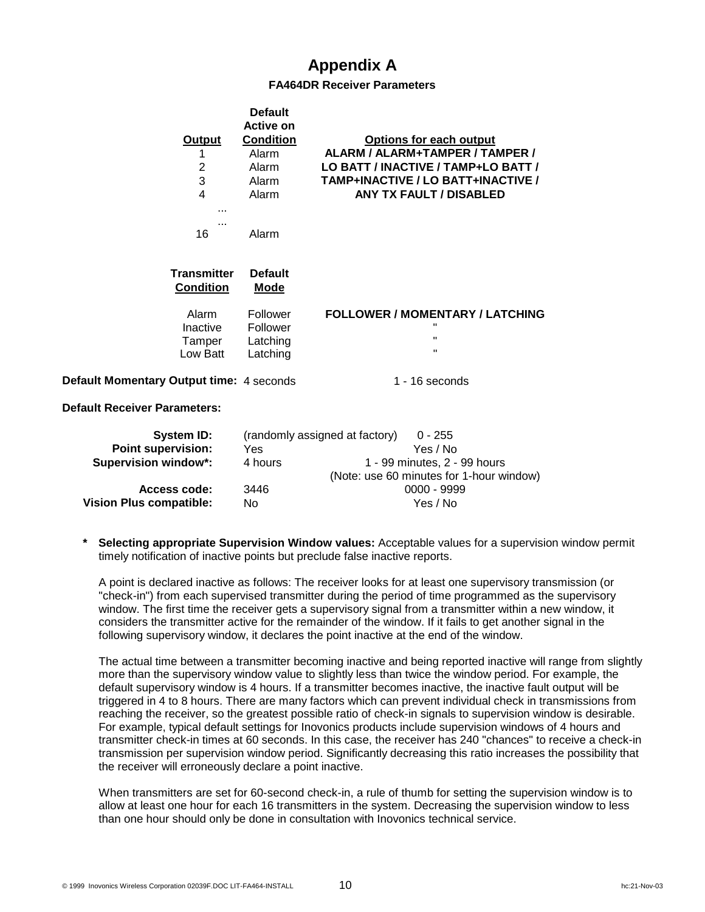# Appendix A

### FA464DR Receiver Parameters

| Output | Default Active on Condition | Options for each output |
|---|---|---|
| 1 | Alarm | ALARM / ALARM+TAMPER / TAMPER / |
| 2 | Alarm | LO BATT / INACTIVE / TAMP+LO BATT / |
| 3 | Alarm | TAMP+INACTIVE / LO BATT+INACTIVE / |
| 4 | Alarm | ANY TX FAULT / DISABLED |
| ... | | |
| ... | | |
| 16 | Alarm | |

| Transmitter Condition | Default Mode | |
|---|---|---|
| Alarm | Follower | FOLLOWER / MOMENTARY / LATCHING |
| Inactive | Follower | " |
| Tamper | Latching | " |
| Low Batt | Latching | " |

**Default Momentary Output time:** 4 seconds — 1 - 16 seconds

**Default Receiver Parameters:**

| | | |
|---|---|---|
| **System ID:** | (randomly assigned at factory) | 0 - 255 |
| **Point supervision:** | Yes | Yes / No |
| **Supervision window*:** | 4 hours | 1 - 99 minutes, 2 - 99 hours (Note: use 60 minutes for 1-hour window) |
| **Access code:** | 3446 | 0000 - 9999 |
| **Vision Plus compatible:** | No | Yes / No |

**\* Selecting appropriate Supervision Window values:** Acceptable values for a supervision window permit timely notification of inactive points but preclude false inactive reports.

A point is declared inactive as follows: The receiver looks for at least one supervisory transmission (or "check-in") from each supervised transmitter during the period of time programmed as the supervisory window. The first time the receiver gets a supervisory signal from a transmitter within a new window, it considers the transmitter active for the remainder of the window. If it fails to get another signal in the following supervisory window, it declares the point inactive at the end of the window.

The actual time between a transmitter becoming inactive and being reported inactive will range from slightly more than the supervisory window value to slightly less than twice the window period. For example, the default supervisory window is 4 hours. If a transmitter becomes inactive, the inactive fault output will be triggered in 4 to 8 hours. There are many factors which can prevent individual check in transmissions from reaching the receiver, so the greatest possible ratio of check-in signals to supervision window is desirable. For example, typical default settings for Inovonics products include supervision windows of 4 hours and transmitter check-in times at 60 seconds. In this case, the receiver has 240 "chances" to receive a check-in transmission per supervision window period. Significantly decreasing this ratio increases the possibility that the receiver will erroneously declare a point inactive.

When transmitters are set for 60-second check-in, a rule of thumb for setting the supervision window is to allow at least one hour for each 16 transmitters in the system. Decreasing the supervision window to less than one hour should only be done in consultation with Inovonics technical service.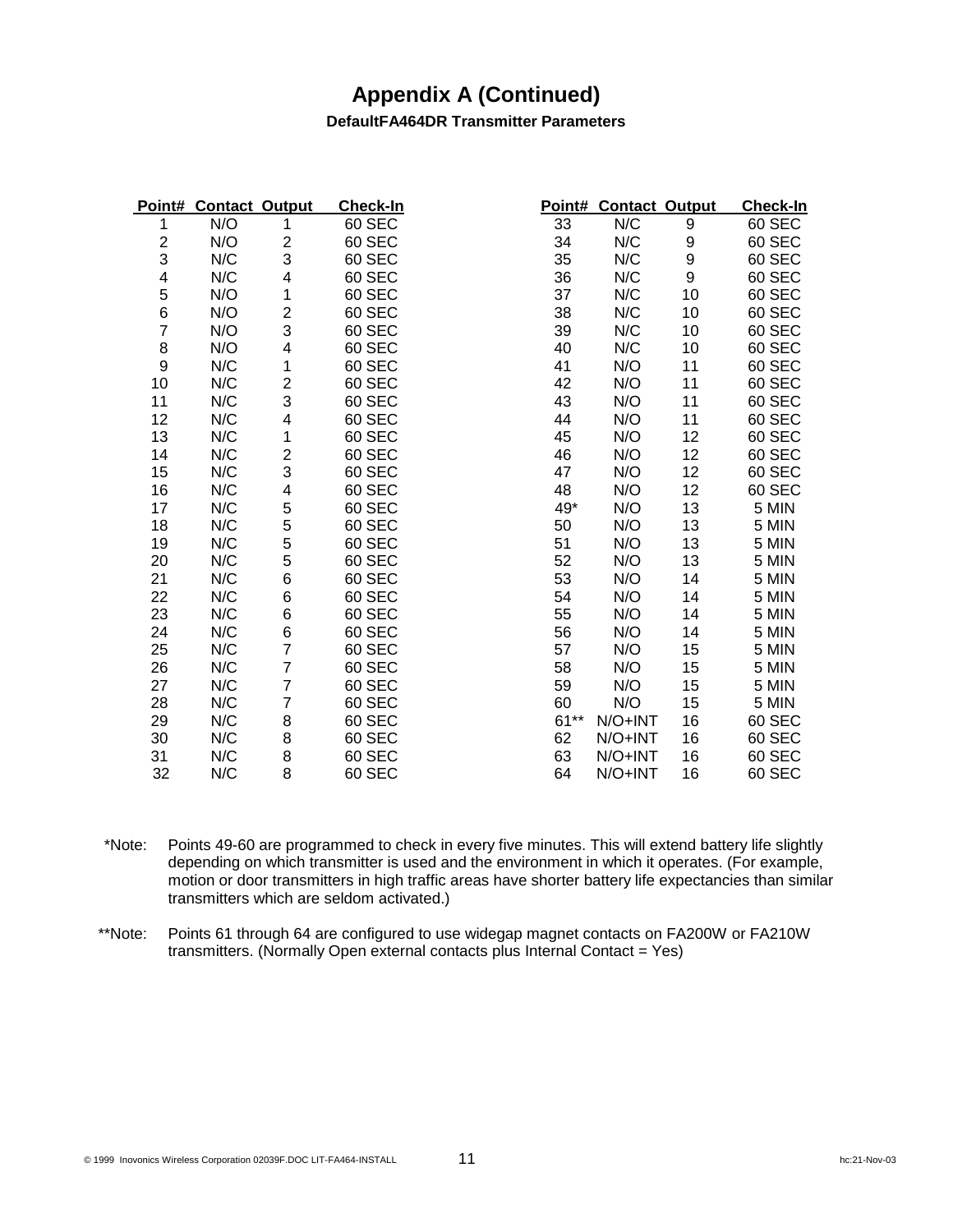# Appendix A (Continued)

### DefaultFA464DR Transmitter Parameters

| Point# | Contact | Output | Check-In | Point# | Contact | Output | Check-In |
|---|---|---|---|---|---|---|---|
| 1 | N/O | 1 | 60 SEC | 33 | N/C | 9 | 60 SEC |
| 2 | N/O | 2 | 60 SEC | 34 | N/C | 9 | 60 SEC |
| 3 | N/C | 3 | 60 SEC | 35 | N/C | 9 | 60 SEC |
| 4 | N/C | 4 | 60 SEC | 36 | N/C | 9 | 60 SEC |
| 5 | N/O | 1 | 60 SEC | 37 | N/C | 10 | 60 SEC |
| 6 | N/O | 2 | 60 SEC | 38 | N/C | 10 | 60 SEC |
| 7 | N/O | 3 | 60 SEC | 39 | N/C | 10 | 60 SEC |
| 8 | N/O | 4 | 60 SEC | 40 | N/C | 10 | 60 SEC |
| 9 | N/C | 1 | 60 SEC | 41 | N/O | 11 | 60 SEC |
| 10 | N/C | 2 | 60 SEC | 42 | N/O | 11 | 60 SEC |
| 11 | N/C | 3 | 60 SEC | 43 | N/O | 11 | 60 SEC |
| 12 | N/C | 4 | 60 SEC | 44 | N/O | 11 | 60 SEC |
| 13 | N/C | 1 | 60 SEC | 45 | N/O | 12 | 60 SEC |
| 14 | N/C | 2 | 60 SEC | 46 | N/O | 12 | 60 SEC |
| 15 | N/C | 3 | 60 SEC | 47 | N/O | 12 | 60 SEC |
| 16 | N/C | 4 | 60 SEC | 48 | N/O | 12 | 60 SEC |
| 17 | N/C | 5 | 60 SEC | 49* | N/O | 13 | 5 MIN |
| 18 | N/C | 5 | 60 SEC | 50 | N/O | 13 | 5 MIN |
| 19 | N/C | 5 | 60 SEC | 51 | N/O | 13 | 5 MIN |
| 20 | N/C | 5 | 60 SEC | 52 | N/O | 13 | 5 MIN |
| 21 | N/C | 6 | 60 SEC | 53 | N/O | 14 | 5 MIN |
| 22 | N/C | 6 | 60 SEC | 54 | N/O | 14 | 5 MIN |
| 23 | N/C | 6 | 60 SEC | 55 | N/O | 14 | 5 MIN |
| 24 | N/C | 6 | 60 SEC | 56 | N/O | 14 | 5 MIN |
| 25 | N/C | 7 | 60 SEC | 57 | N/O | 15 | 5 MIN |
| 26 | N/C | 7 | 60 SEC | 58 | N/O | 15 | 5 MIN |
| 27 | N/C | 7 | 60 SEC | 59 | N/O | 15 | 5 MIN |
| 28 | N/C | 7 | 60 SEC | 60 | N/O | 15 | 5 MIN |
| 29 | N/C | 8 | 60 SEC | 61** | N/O+INT | 16 | 60 SEC |
| 30 | N/C | 8 | 60 SEC | 62 | N/O+INT | 16 | 60 SEC |
| 31 | N/C | 8 | 60 SEC | 63 | N/O+INT | 16 | 60 SEC |
| 32 | N/C | 8 | 60 SEC | 64 | N/O+INT | 16 | 60 SEC |

*Note: Points 49-60 are programmed to check in every five minutes. This will extend battery life slightly depending on which transmitter is used and the environment in which it operates. (For example, motion or door transmitters in high traffic areas have shorter battery life expectancies than similar transmitters which are seldom activated.)

**Note: Points 61 through 64 are configured to use widegap magnet contacts on FA200W or FA210W transmitters. (Normally Open external contacts plus Internal Contact = Yes)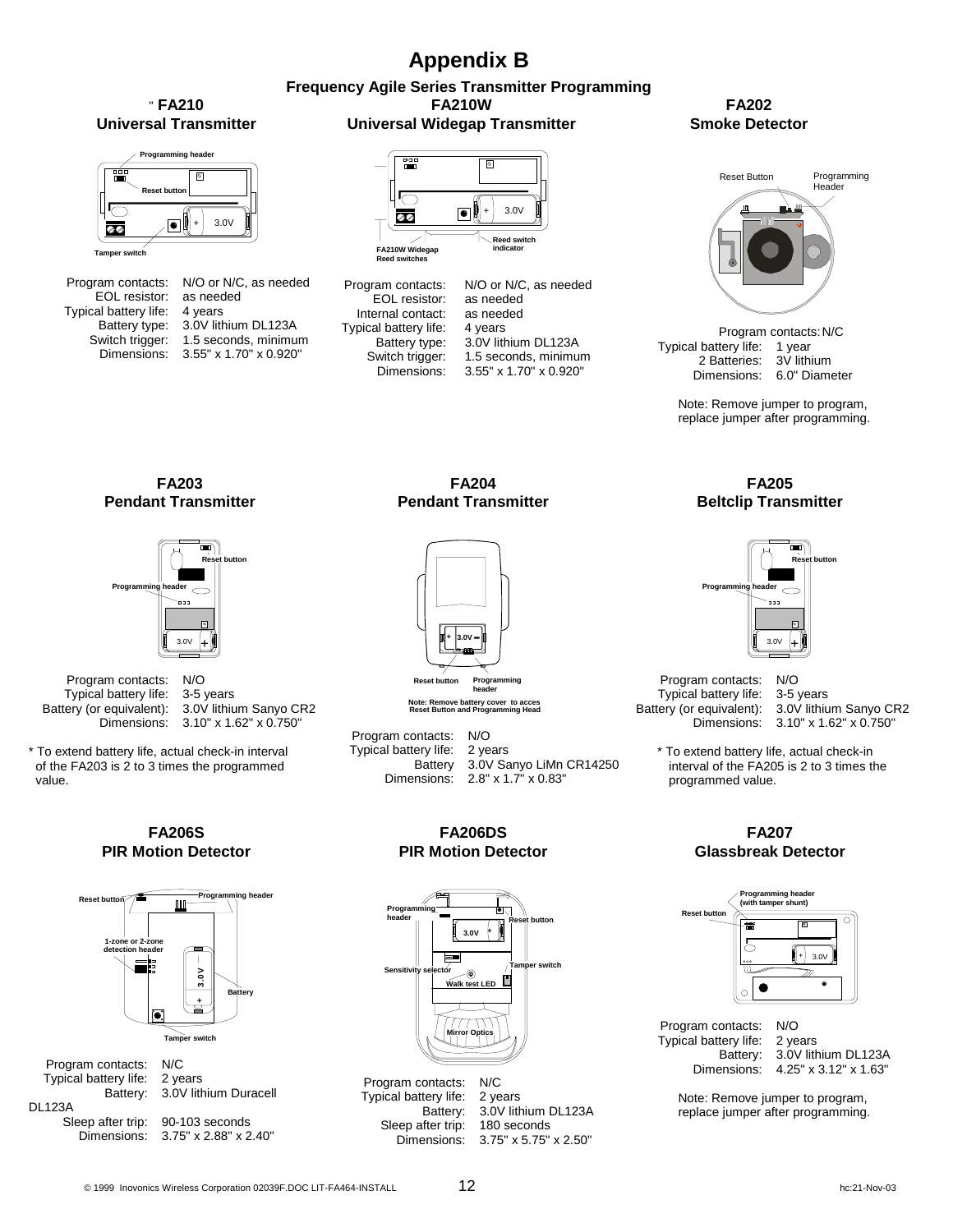# Appendix B

## Frequency Agile Series Transmitter Programming

### FA210 Universal Transmitter

Programming header
Reset button
Tamper switch

Program contacts: N/O or N/C, as needed
EOL resistor: as needed
Typical battery life: 4 years
Battery type: 3.0V lithium DL123A
Switch trigger: 1.5 seconds, minimum
Dimensions: 3.55" x 1.70" x 0.920"

### FA210W Universal Widegap Transmitter

FA210W Widegap Reed switches
Reed switch indicator

Program contacts: N/O or N/C, as needed
EOL resistor: as needed
Internal contact: as needed
Typical battery life: 4 years
Battery type: 3.0V lithium DL123A
Switch trigger: 1.5 seconds, minimum
Dimensions: 3.55" x 1.70" x 0.920"

### FA202 Smoke Detector

Reset Button
Programming Header

Program contacts: N/C
Typical battery life: 1 year
2 Batteries: 3V lithium
Dimensions: 6.0" Diameter

Note: Remove jumper to program, replace jumper after programming.

### FA203 Pendant Transmitter

Reset button
Programming header

Program contacts: N/O
Typical battery life: 3-5 years
Battery (or equivalent): 3.0V lithium Sanyo CR2
Dimensions: 3.10" x 1.62" x 0.750"

\* To extend battery life, actual check-in interval of the FA203 is 2 to 3 times the programmed value.

### FA204 Pendant Transmitter

Reset button
Programming header

Note: Remove battery cover to acces Reset Button and Programming Head

Program contacts: N/O
Typical battery life: 2 years
Battery 3.0V Sanyo LiMn CR14250
Dimensions: 2.8" x 1.7" x 0.83"

### FA205 Beltclip Transmitter

Reset button
Programming header

Program contacts: N/O
Typical battery life: 3-5 years
Battery (or equivalent): 3.0V lithium Sanyo CR2
Dimensions: 3.10" x 1.62" x 0.750"

\* To extend battery life, actual check-in interval of the FA205 is 2 to 3 times the programmed value.

### FA206S PIR Motion Detector

Reset button
Programming header
1-zone or 2-zone detection header
Battery
Tamper switch

Program contacts: N/C
Typical battery life: 2 years
Battery: 3.0V lithium Duracell DL123A
Sleep after trip: 90-103 seconds
Dimensions: 3.75" x 2.88" x 2.40"

### FA206DS PIR Motion Detector

Programming header
Reset button
Sensitivity selector
Tamper switch
Walk test LED
Mirror Optics

Program contacts: N/C
Typical battery life: 2 years
Battery: 3.0V lithium DL123A
Sleep after trip: 180 seconds
Dimensions: 3.75" x 5.75" x 2.50"

### FA207 Glassbreak Detector

Programming header (with tamper shunt)
Reset button

Program contacts: N/O
Typical battery life: 2 years
Battery: 3.0V lithium DL123A
Dimensions: 4.25" x 3.12" x 1.63"

Note: Remove jumper to program, replace jumper after programming.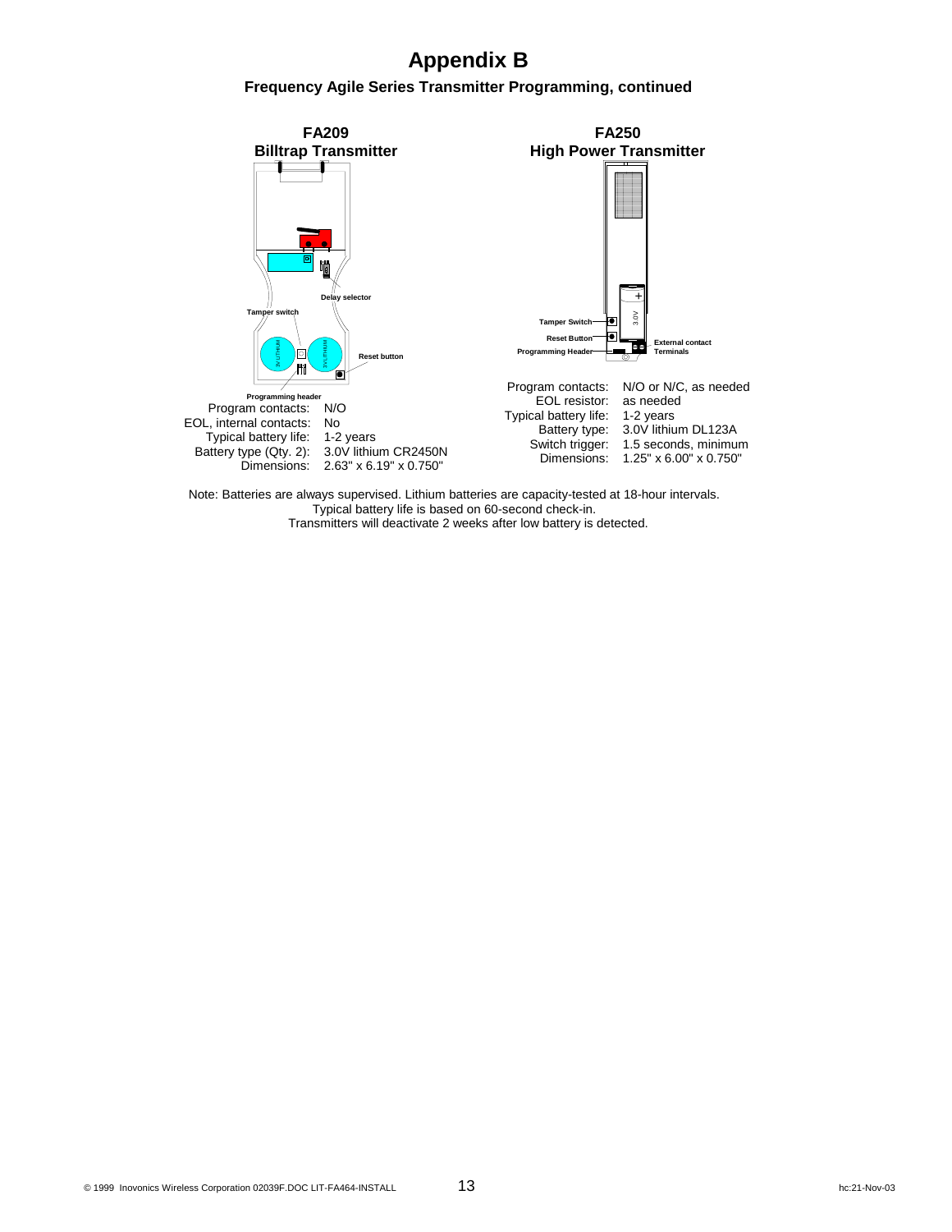# Appendix B

## Frequency Agile Series Transmitter Programming, continued

### FA209
### Billtrap Transmitter

Delay selector

Tamper switch

Reset button

Programming header

| | |
|---|---|
| Program contacts: | N/O |
| EOL, internal contacts: | No |
| Typical battery life: | 1-2 years |
| Battery type (Qty. 2): | 3.0V lithium CR2450N |
| Dimensions: | 2.63" x 6.19" x 0.750" |

### FA250
### High Power Transmitter

Tamper Switch

Reset Button

Programming Header

External contact Terminals

| | |
|---|---|
| Program contacts: | N/O or N/C, as needed |
| EOL resistor: | as needed |
| Typical battery life: | 1-2 years |
| Battery type: | 3.0V lithium DL123A |
| Switch trigger: | 1.5 seconds, minimum |
| Dimensions: | 1.25" x 6.00" x 0.750" |

Note: Batteries are always supervised. Lithium batteries are capacity-tested at 18-hour intervals.
Typical battery life is based on 60-second check-in.
Transmitters will deactivate 2 weeks after low battery is detected.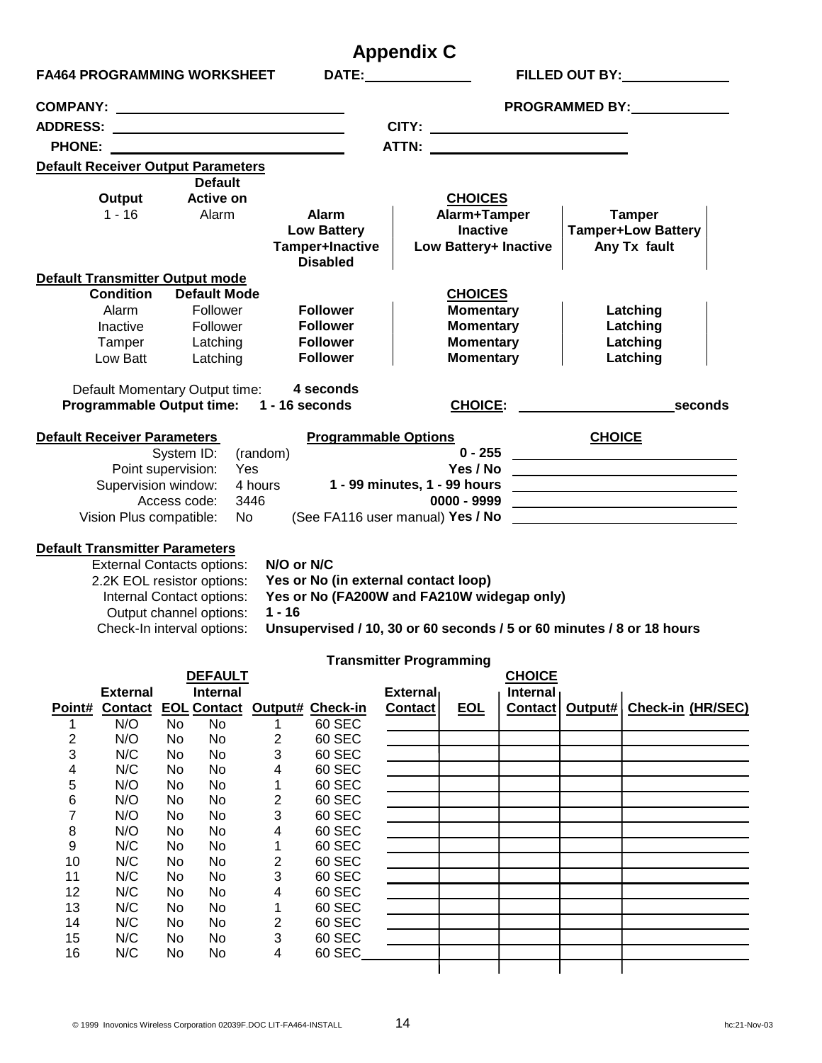# Appendix C

**FA464 PROGRAMMING WORKSHEET** **DATE:**\_\_\_\_\_\_\_\_\_\_ **FILLED OUT BY:**\_\_\_\_\_\_\_\_\_\_

**COMPANY:** \_\_\_\_\_\_\_\_\_\_\_\_\_\_\_\_\_\_\_\_ **PROGRAMMED BY:**\_\_\_\_\_\_\_\_\_\_

**ADDRESS:** \_\_\_\_\_\_\_\_\_\_\_\_\_\_\_\_\_\_\_\_ **CITY:** \_\_\_\_\_\_\_\_\_\_\_\_\_\_\_\_\_\_\_\_

**PHONE:** \_\_\_\_\_\_\_\_\_\_\_\_\_\_\_\_\_\_\_\_ **ATTN:** \_\_\_\_\_\_\_\_\_\_\_\_\_\_\_\_\_\_\_\_

**Default Receiver Output Parameters**

| Output | Default Active on | CHOICES | | |
|---|---|---|---|---|
| 1 - 16 | Alarm | **Alarm** | **Alarm+Tamper** | **Tamper** |
| | | **Low Battery** | **Inactive** | **Tamper+Low Battery** |
| | | **Tamper+Inactive** | **Low Battery+ Inactive** | **Any Tx fault** |
| | | **Disabled** | | |

**Default Transmitter Output mode**

| Condition | Default Mode | CHOICES | | |
|---|---|---|---|---|
| Alarm | Follower | **Follower** | **Momentary** | **Latching** |
| Inactive | Follower | **Follower** | **Momentary** | **Latching** |
| Tamper | Latching | **Follower** | **Momentary** | **Latching** |
| Low Batt | Latching | **Follower** | **Momentary** | **Latching** |

Default Momentary Output time: **4 seconds**

**Programmable Output time: 1 - 16 seconds** **CHOICE:** \_\_\_\_\_\_\_\_\_\_\_\_\_\_\_\_ **seconds**

| **Default Receiver Parameters** | | **Programmable Options** | **CHOICE** |
|---|---|---|---|
| System ID: | (random) | **0 - 255** | |
| Point supervision: | Yes | **Yes / No** | |
| Supervision window: | 4 hours | **1 - 99 minutes, 1 - 99 hours** | |
| Access code: | 3446 | **0000 - 9999** | |
| Vision Plus compatible: | No | (See FA116 user manual) **Yes / No** | |

**Default Transmitter Parameters**

| | |
|---|---|
| External Contacts options: | **N/O or N/C** |
| 2.2K EOL resistor options: | **Yes or No (in external contact loop)** |
| Internal Contact options: | **Yes or No (FA200W and FA210W widegap only)** |
| Output channel options: | **1 - 16** |
| Check-In interval options: | **Unsupervised / 10, 30 or 60 seconds / 5 or 60 minutes / 8 or 18 hours** |

**Transmitter Programming**

| | DEFAULT | | | | | CHOICE | | | | |
|---|---|---|---|---|---|---|---|---|---|---|
| **Point#** | **External Contact** | **EOL** | **Internal Contact** | **Output#** | **Check-in** | **External Contact** | **EOL** | **Internal Contact** | **Output#** | **Check-in (HR/SEC)** |
| 1 | N/O | No | No | 1 | 60 SEC | | | | | |
| 2 | N/O | No | No | 2 | 60 SEC | | | | | |
| 3 | N/C | No | No | 3 | 60 SEC | | | | | |
| 4 | N/C | No | No | 4 | 60 SEC | | | | | |
| 5 | N/O | No | No | 1 | 60 SEC | | | | | |
| 6 | N/O | No | No | 2 | 60 SEC | | | | | |
| 7 | N/O | No | No | 3 | 60 SEC | | | | | |
| 8 | N/O | No | No | 4 | 60 SEC | | | | | |
| 9 | N/C | No | No | 1 | 60 SEC | | | | | |
| 10 | N/C | No | No | 2 | 60 SEC | | | | | |
| 11 | N/C | No | No | 3 | 60 SEC | | | | | |
| 12 | N/C | No | No | 4 | 60 SEC | | | | | |
| 13 | N/C | No | No | 1 | 60 SEC | | | | | |
| 14 | N/C | No | No | 2 | 60 SEC | | | | | |
| 15 | N/C | No | No | 3 | 60 SEC | | | | | |
| 16 | N/C | No | No | 4 | 60 SEC | | | | | |

© 1999 Inovonics Wireless Corporation 02039F.DOC LIT-FA464-INSTALL hc:21-Nov-03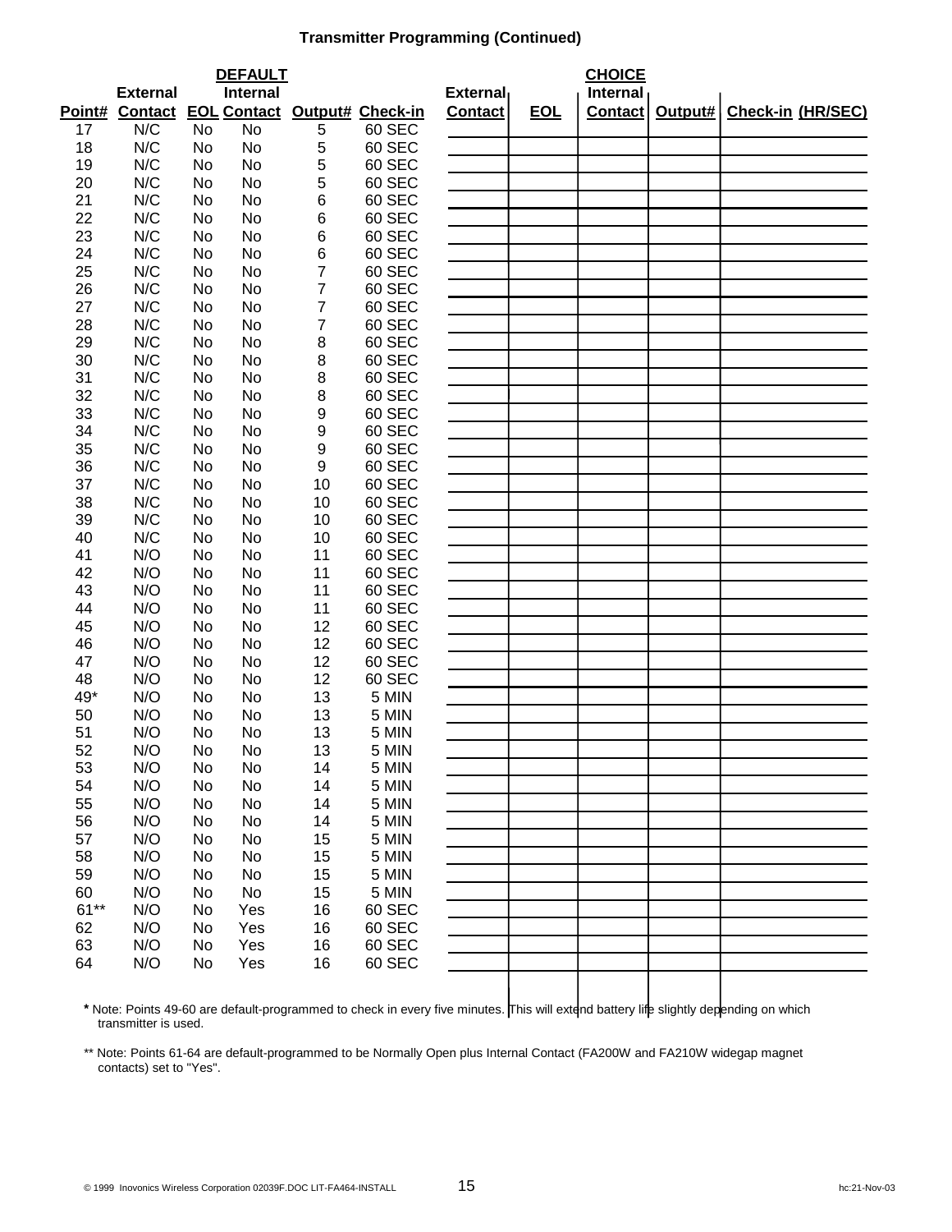# Transmitter Programming (Continued)

| | DEFAULT | | | | | CHOICE | | | | |
|---|---|---|---|---|---|---|---|---|---|---|
| Point# | External Contact | EOL | Internal Contact | Output# | Check-in | External Contact | EOL | Internal Contact | Output# | Check-in (HR/SEC) |
| 17 | N/C | No | No | 5 | 60 SEC | | | | | |
| 18 | N/C | No | No | 5 | 60 SEC | | | | | |
| 19 | N/C | No | No | 5 | 60 SEC | | | | | |
| 20 | N/C | No | No | 5 | 60 SEC | | | | | |
| 21 | N/C | No | No | 6 | 60 SEC | | | | | |
| 22 | N/C | No | No | 6 | 60 SEC | | | | | |
| 23 | N/C | No | No | 6 | 60 SEC | | | | | |
| 24 | N/C | No | No | 6 | 60 SEC | | | | | |
| 25 | N/C | No | No | 7 | 60 SEC | | | | | |
| 26 | N/C | No | No | 7 | 60 SEC | | | | | |
| 27 | N/C | No | No | 7 | 60 SEC | | | | | |
| 28 | N/C | No | No | 7 | 60 SEC | | | | | |
| 29 | N/C | No | No | 8 | 60 SEC | | | | | |
| 30 | N/C | No | No | 8 | 60 SEC | | | | | |
| 31 | N/C | No | No | 8 | 60 SEC | | | | | |
| 32 | N/C | No | No | 8 | 60 SEC | | | | | |
| 33 | N/C | No | No | 9 | 60 SEC | | | | | |
| 34 | N/C | No | No | 9 | 60 SEC | | | | | |
| 35 | N/C | No | No | 9 | 60 SEC | | | | | |
| 36 | N/C | No | No | 9 | 60 SEC | | | | | |
| 37 | N/C | No | No | 10 | 60 SEC | | | | | |
| 38 | N/C | No | No | 10 | 60 SEC | | | | | |
| 39 | N/C | No | No | 10 | 60 SEC | | | | | |
| 40 | N/C | No | No | 10 | 60 SEC | | | | | |
| 41 | N/O | No | No | 11 | 60 SEC | | | | | |
| 42 | N/O | No | No | 11 | 60 SEC | | | | | |
| 43 | N/O | No | No | 11 | 60 SEC | | | | | |
| 44 | N/O | No | No | 11 | 60 SEC | | | | | |
| 45 | N/O | No | No | 12 | 60 SEC | | | | | |
| 46 | N/O | No | No | 12 | 60 SEC | | | | | |
| 47 | N/O | No | No | 12 | 60 SEC | | | | | |
| 48 | N/O | No | No | 12 | 60 SEC | | | | | |
| 49* | N/O | No | No | 13 | 5 MIN | | | | | |
| 50 | N/O | No | No | 13 | 5 MIN | | | | | |
| 51 | N/O | No | No | 13 | 5 MIN | | | | | |
| 52 | N/O | No | No | 13 | 5 MIN | | | | | |
| 53 | N/O | No | No | 14 | 5 MIN | | | | | |
| 54 | N/O | No | No | 14 | 5 MIN | | | | | |
| 55 | N/O | No | No | 14 | 5 MIN | | | | | |
| 56 | N/O | No | No | 14 | 5 MIN | | | | | |
| 57 | N/O | No | No | 15 | 5 MIN | | | | | |
| 58 | N/O | No | No | 15 | 5 MIN | | | | | |
| 59 | N/O | No | No | 15 | 5 MIN | | | | | |
| 60 | N/O | No | No | 15 | 5 MIN | | | | | |
| 61** | N/O | No | Yes | 16 | 60 SEC | | | | | |
| 62 | N/O | No | Yes | 16 | 60 SEC | | | | | |
| 63 | N/O | No | Yes | 16 | 60 SEC | | | | | |
| 64 | N/O | No | Yes | 16 | 60 SEC | | | | | |

**\*** Note: Points 49-60 are default-programmed to check in every five minutes. This will extend battery life slightly depending on which transmitter is used.

** Note: Points 61-64 are default-programmed to be Normally Open plus Internal Contact (FA200W and FA210W widegap magnet contacts) set to "Yes".

© 1999 Inovonics Wireless Corporation 02039F.DOC LIT-FA464-INSTALL hc:21-Nov-03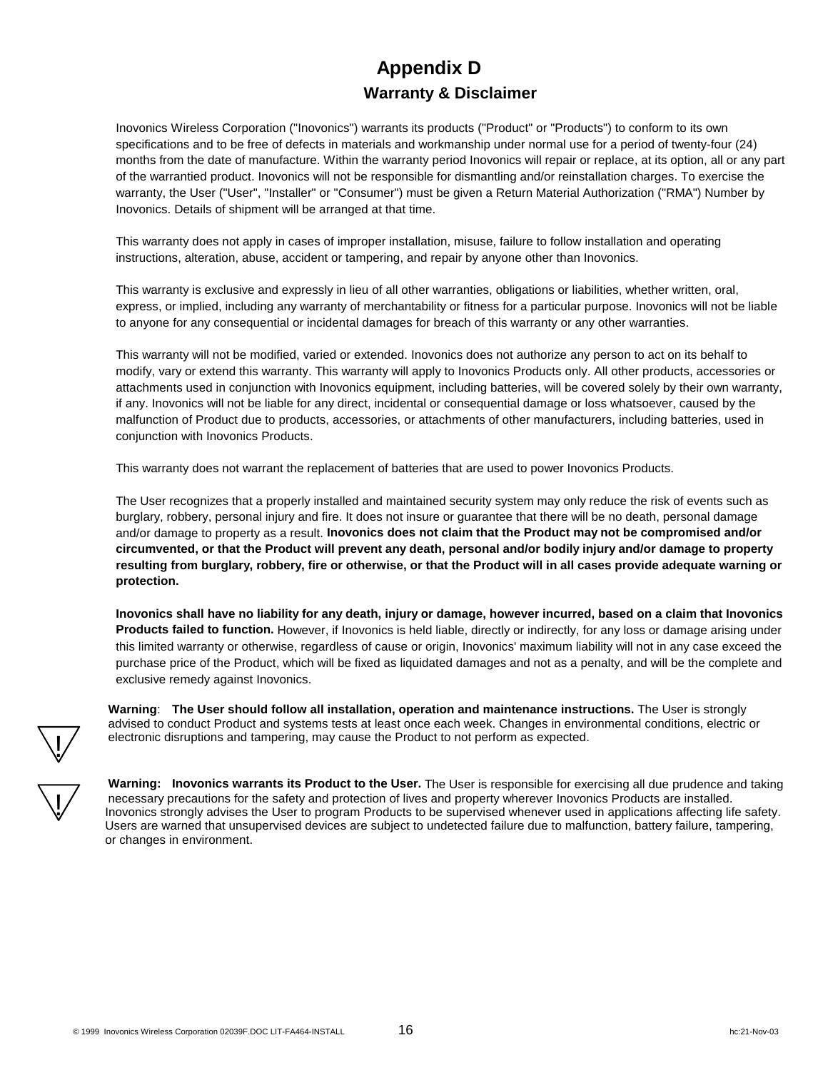# Appendix D

## Warranty & Disclaimer

Inovonics Wireless Corporation ("Inovonics") warrants its products ("Product" or "Products") to conform to its own specifications and to be free of defects in materials and workmanship under normal use for a period of twenty-four (24) months from the date of manufacture. Within the warranty period Inovonics will repair or replace, at its option, all or any part of the warrantied product. Inovonics will not be responsible for dismantling and/or reinstallation charges. To exercise the warranty, the User ("User", "Installer" or "Consumer") must be given a Return Material Authorization ("RMA") Number by Inovonics. Details of shipment will be arranged at that time.

This warranty does not apply in cases of improper installation, misuse, failure to follow installation and operating instructions, alteration, abuse, accident or tampering, and repair by anyone other than Inovonics.

This warranty is exclusive and expressly in lieu of all other warranties, obligations or liabilities, whether written, oral, express, or implied, including any warranty of merchantability or fitness for a particular purpose. Inovonics will not be liable to anyone for any consequential or incidental damages for breach of this warranty or any other warranties.

This warranty will not be modified, varied or extended. Inovonics does not authorize any person to act on its behalf to modify, vary or extend this warranty. This warranty will apply to Inovonics Products only. All other products, accessories or attachments used in conjunction with Inovonics equipment, including batteries, will be covered solely by their own warranty, if any. Inovonics will not be liable for any direct, incidental or consequential damage or loss whatsoever, caused by the malfunction of Product due to products, accessories, or attachments of other manufacturers, including batteries, used in conjunction with Inovonics Products.

This warranty does not warrant the replacement of batteries that are used to power Inovonics Products.

The User recognizes that a properly installed and maintained security system may only reduce the risk of events such as burglary, robbery, personal injury and fire. It does not insure or guarantee that there will be no death, personal damage and/or damage to property as a result. **Inovonics does not claim that the Product may not be compromised and/or circumvented, or that the Product will prevent any death, personal and/or bodily injury and/or damage to property resulting from burglary, robbery, fire or otherwise, or that the Product will in all cases provide adequate warning or protection.**

**Inovonics shall have no liability for any death, injury or damage, however incurred, based on a claim that Inovonics Products failed to function.** However, if Inovonics is held liable, directly or indirectly, for any loss or damage arising under this limited warranty or otherwise, regardless of cause or origin, Inovonics' maximum liability will not in any case exceed the purchase price of the Product, which will be fixed as liquidated damages and not as a penalty, and will be the complete and exclusive remedy against Inovonics.

**Warning**: **The User should follow all installation, operation and maintenance instructions.** The User is strongly advised to conduct Product and systems tests at least once each week. Changes in environmental conditions, electric or electronic disruptions and tampering, may cause the Product to not perform as expected.

**Warning: Inovonics warrants its Product to the User.** The User is responsible for exercising all due prudence and taking necessary precautions for the safety and protection of lives and property wherever Inovonics Products are installed. Inovonics strongly advises the User to program Products to be supervised whenever used in applications affecting life safety. Users are warned that unsupervised devices are subject to undetected failure due to malfunction, battery failure, tampering, or changes in environment.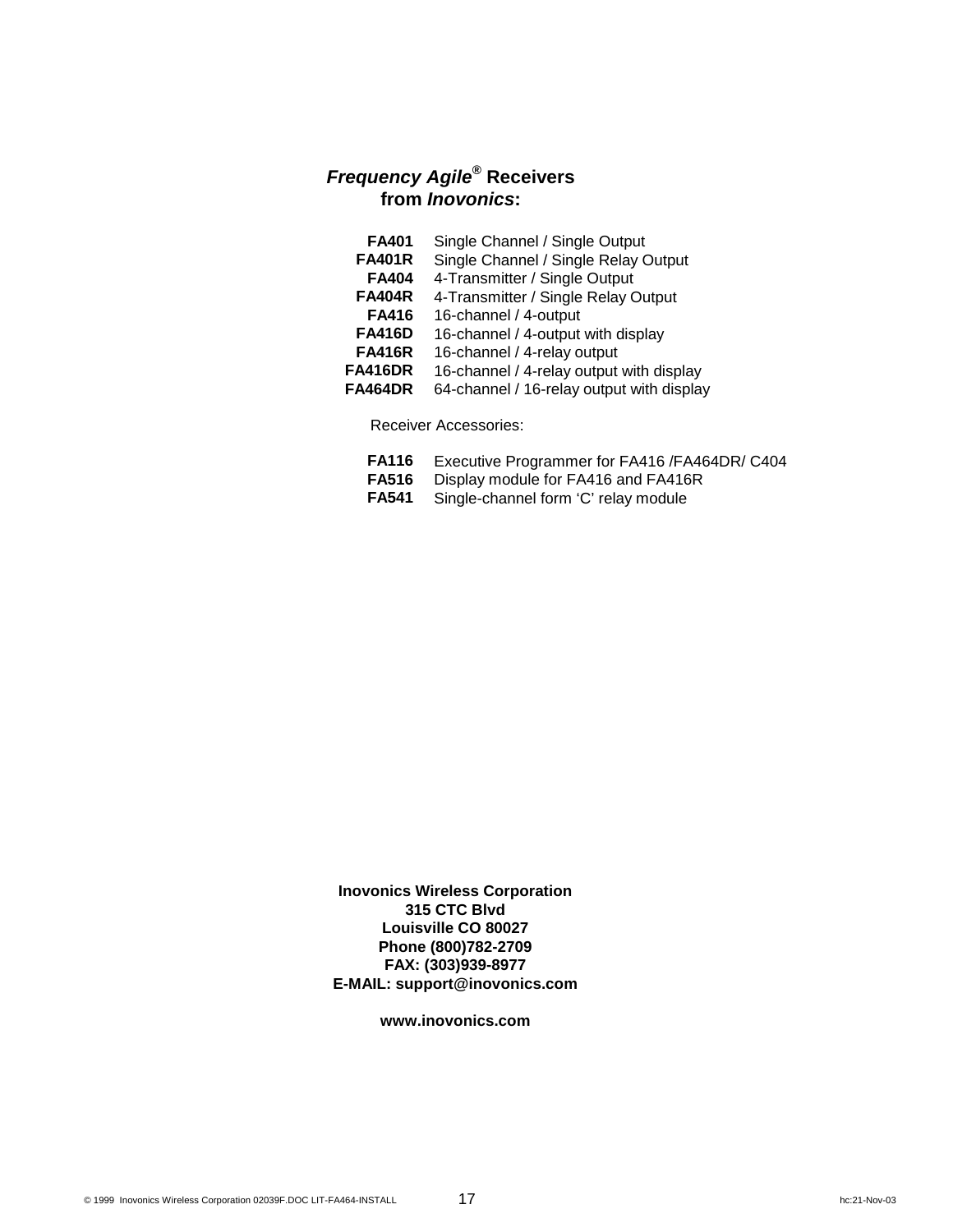## ***Frequency Agile*® Receivers from *Inovonics*:**

| | |
|---|---|
| **FA401** | Single Channel / Single Output |
| **FA401R** | Single Channel / Single Relay Output |
| **FA404** | 4-Transmitter / Single Output |
| **FA404R** | 4-Transmitter / Single Relay Output |
| **FA416** | 16-channel / 4-output |
| **FA416D** | 16-channel / 4-output with display |
| **FA416R** | 16-channel / 4-relay output |
| **FA416DR** | 16-channel / 4-relay output with display |
| **FA464DR** | 64-channel / 16-relay output with display |

Receiver Accessories:

| | |
|---|---|
| **FA116** | Executive Programmer for FA416 /FA464DR/ C404 |
| **FA516** | Display module for FA416 and FA416R |
| **FA541** | Single-channel form 'C' relay module |

**Inovonics Wireless Corporation**
**315 CTC Blvd**
**Louisville CO 80027**
**Phone (800)782-2709**
**FAX: (303)939-8977**
**E-MAIL: support@inovonics.com**

**www.inovonics.com**